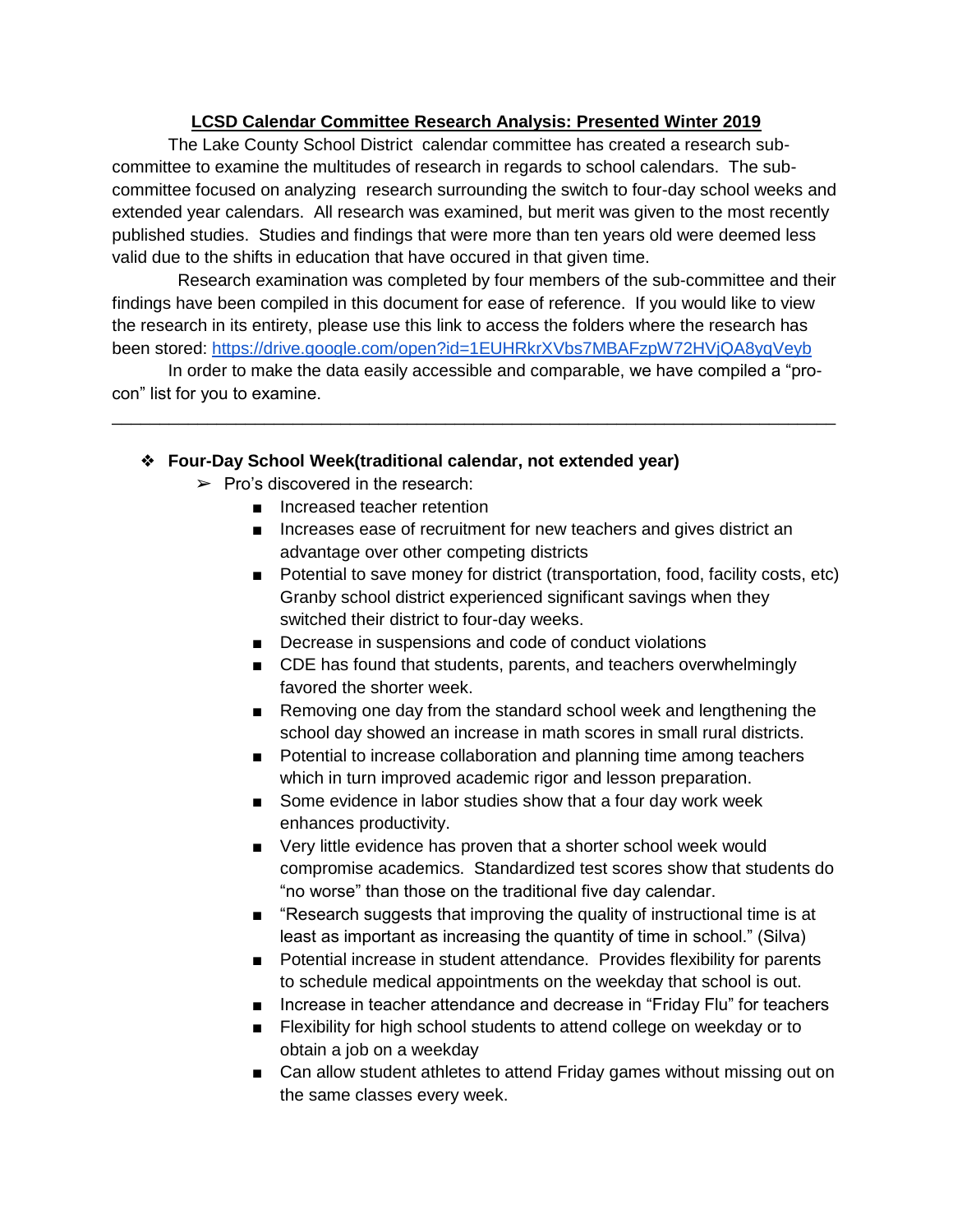**LCSD Calendar Committee Research Analysis: Presented Winter 2019**

The Lake County School District calendar committee has created a research sub-committee to examine the multitudes of research in regards to school calendars. The sub-committee focused on analyzing research surrounding the switch to four-day school weeks and extended year calendars. All research was examined, but merit was given to the most recently published studies. Studies and findings that were more than ten years old were deemed less valid due to the shifts in education that have occured in that given time.

Research examination was completed by four members of the sub-committee and their findings have been compiled in this document for ease of reference. If you would like to view the research in its entirety, please use this link to access the folders where the research has been stored: https://drive.google.com/open?id=1EUHRkrXVbs7MBAFzpW72HVjQA8yqVeyb

In order to make the data easily accessible and comparable, we have compiled a "pro-con" list for you to examine.

---

- **Four-Day School Week(traditional calendar, not extended year)**
  - Pro's discovered in the research:
    - Increased teacher retention
    - Increases ease of recruitment for new teachers and gives district an advantage over other competing districts
    - Potential to save money for district (transportation, food, facility costs, etc) Granby school district experienced significant savings when they switched their district to four-day weeks.
    - Decrease in suspensions and code of conduct violations
    - CDE has found that students, parents, and teachers overwhelmingly favored the shorter week.
    - Removing one day from the standard school week and lengthening the school day showed an increase in math scores in small rural districts.
    - Potential to increase collaboration and planning time among teachers which in turn improved academic rigor and lesson preparation.
    - Some evidence in labor studies show that a four day work week enhances productivity.
    - Very little evidence has proven that a shorter school week would compromise academics. Standardized test scores show that students do "no worse" than those on the traditional five day calendar.
    - "Research suggests that improving the quality of instructional time is at least as important as increasing the quantity of time in school." (Silva)
    - Potential increase in student attendance. Provides flexibility for parents to schedule medical appointments on the weekday that school is out.
    - Increase in teacher attendance and decrease in "Friday Flu" for teachers
    - Flexibility for high school students to attend college on weekday or to obtain a job on a weekday
    - Can allow student athletes to attend Friday games without missing out on the same classes every week.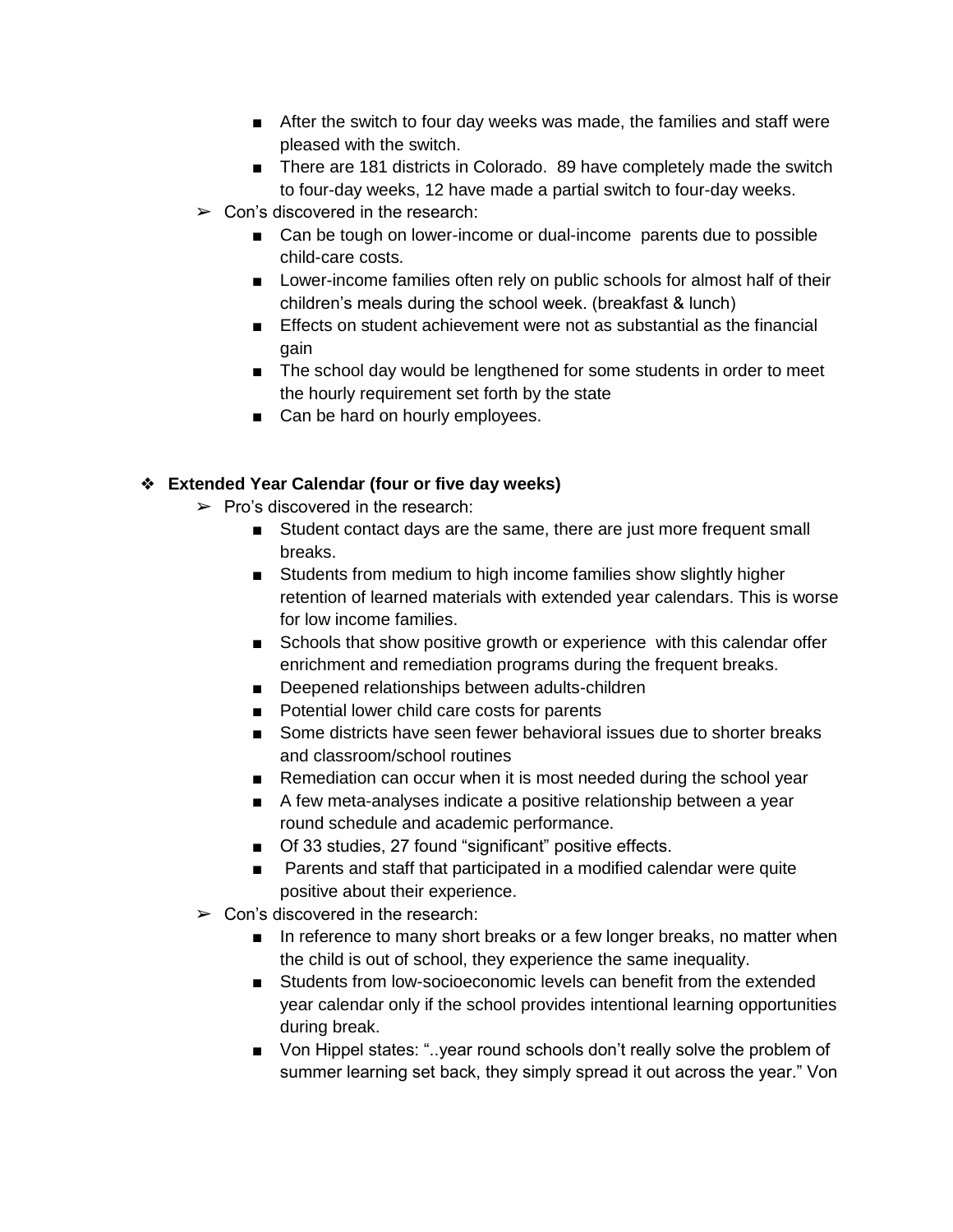- After the switch to four day weeks was made, the families and staff were pleased with the switch.
        - There are 181 districts in Colorado.  89 have completely made the switch to four-day weeks, 12 have made a partial switch to four-day weeks.
    - Con's discovered in the research:
        - Can be tough on lower-income or dual-income  parents due to possible child-care costs.
        - Lower-income families often rely on public schools for almost half of their children's meals during the school week. (breakfast & lunch)
        - Effects on student achievement were not as substantial as the financial gain
        - The school day would be lengthened for some students in order to meet the hourly requirement set forth by the state
        - Can be hard on hourly employees.

- **Extended Year Calendar (four or five day weeks)**
    - Pro's discovered in the research:
        - Student contact days are the same, there are just more frequent small breaks.
        - Students from medium to high income families show slightly higher retention of learned materials with extended year calendars. This is worse for low income families.
        - Schools that show positive growth or experience  with this calendar offer enrichment and remediation programs during the frequent breaks.
        - Deepened relationships between adults-children
        - Potential lower child care costs for parents
        - Some districts have seen fewer behavioral issues due to shorter breaks and classroom/school routines
        - Remediation can occur when it is most needed during the school year
        - A few meta-analyses indicate a positive relationship between a year round schedule and academic performance.
        - Of 33 studies, 27 found "significant" positive effects.
        - Parents and staff that participated in a modified calendar were quite positive about their experience.
    - Con's discovered in the research:
        - In reference to many short breaks or a few longer breaks, no matter when the child is out of school, they experience the same inequality.
        - Students from low-socioeconomic levels can benefit from the extended year calendar only if the school provides intentional learning opportunities during break.
        - Von Hippel states: "..year round schools don't really solve the problem of summer learning set back, they simply spread it out across the year." Von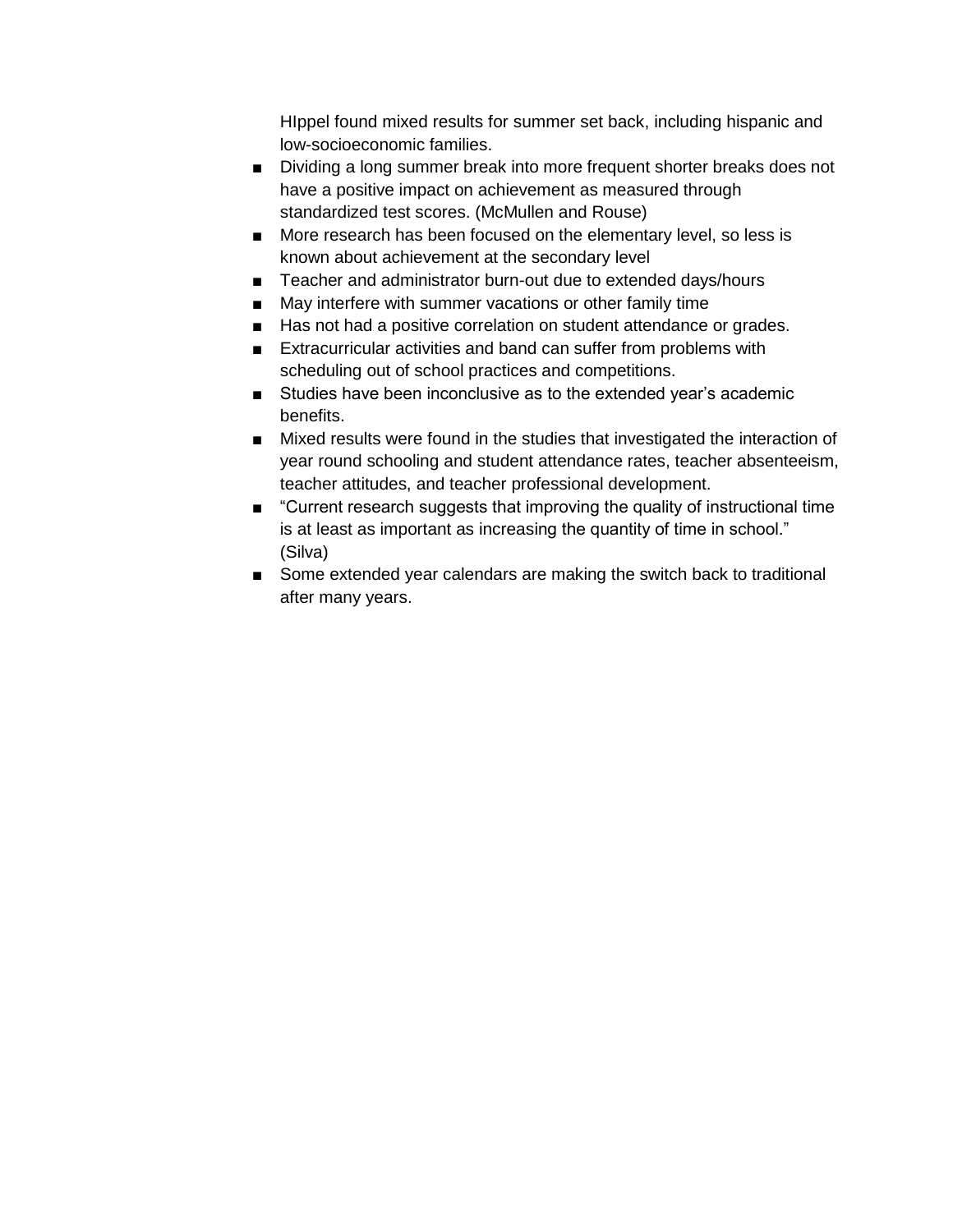HIppel found mixed results for summer set back, including hispanic and low-socioeconomic families.

- Dividing a long summer break into more frequent shorter breaks does not have a positive impact on achievement as measured through standardized test scores. (McMullen and Rouse)
- More research has been focused on the elementary level, so less is known about achievement at the secondary level
- Teacher and administrator burn-out due to extended days/hours
- May interfere with summer vacations or other family time
- Has not had a positive correlation on student attendance or grades.
- Extracurricular activities and band can suffer from problems with scheduling out of school practices and competitions.
- Studies have been inconclusive as to the extended year's academic benefits.
- Mixed results were found in the studies that investigated the interaction of year round schooling and student attendance rates, teacher absenteeism, teacher attitudes, and teacher professional development.
- "Current research suggests that improving the quality of instructional time is at least as important as increasing the quantity of time in school." (Silva)
- Some extended year calendars are making the switch back to traditional after many years.